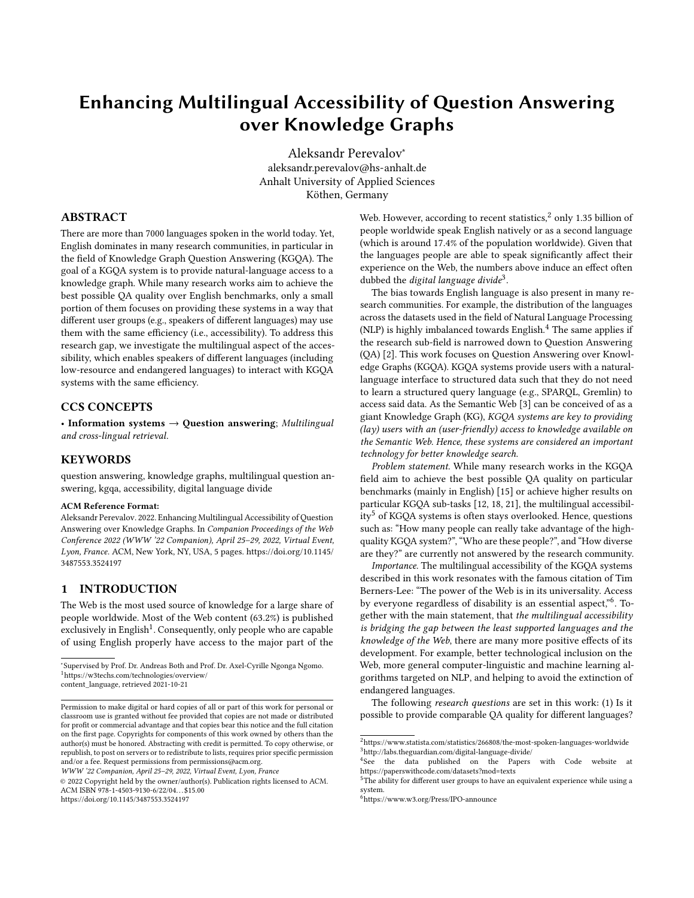# Enhancing Multilingual Accessibility of Question Answering over Knowledge Graphs

Aleksandr Perevalov*
aleksandr.perevalov@hs-anhalt.de
Anhalt University of Applied Sciences
Köthen, Germany

## ABSTRACT

There are more than 7000 languages spoken in the world today. Yet, English dominates in many research communities, in particular in the field of Knowledge Graph Question Answering (KGQA). The goal of a KGQA system is to provide natural-language access to a knowledge graph. While many research works aim to achieve the best possible QA quality over English benchmarks, only a small portion of them focuses on providing these systems in a way that different user groups (e.g., speakers of different languages) may use them with the same efficiency (i.e., accessibility). To address this research gap, we investigate the multilingual aspect of the accessibility, which enables speakers of different languages (including low-resource and endangered languages) to interact with KGQA systems with the same efficiency.

## CCS CONCEPTS

• **Information systems → Question answering**; *Multilingual and cross-lingual retrieval.*

## KEYWORDS

question answering, knowledge graphs, multilingual question answering, kgqa, accessibility, digital language divide

**ACM Reference Format:**
Aleksandr Perevalov. 2022. Enhancing Multilingual Accessibility of Question Answering over Knowledge Graphs. In *Companion Proceedings of the Web Conference 2022 (WWW '22 Companion), April 25–29, 2022, Virtual Event, Lyon, France.* ACM, New York, NY, USA, 5 pages. https://doi.org/10.1145/3487553.3524197

## 1 INTRODUCTION

The Web is the most used source of knowledge for a large share of people worldwide. Most of the Web content (63.2%) is published exclusively in English[1]. Consequently, only people who are capable of using English properly have access to the major part of the Web. However, according to recent statistics,[2] only 1.35 billion of people worldwide speak English natively or as a second language (which is around 17.4% of the population worldwide). Given that the languages people are able to speak significantly affect their experience on the Web, the numbers above induce an effect often dubbed the *digital language divide*[3].

The bias towards English language is also present in many research communities. For example, the distribution of the languages across the datasets used in the field of Natural Language Processing (NLP) is highly imbalanced towards English.[4] The same applies if the research sub-field is narrowed down to Question Answering (QA) [2]. This work focuses on Question Answering over Knowledge Graphs (KGQA). KGQA systems provide users with a natural-language interface to structured data such that they do not need to learn a structured query language (e.g., SPARQL, Gremlin) to access said data. As the Semantic Web [3] can be conceived of as a giant Knowledge Graph (KG), *KGQA systems are key to providing (lay) users with an (user-friendly) access to knowledge available on the Semantic Web. Hence, these systems are considered an important technology for better knowledge search.*

*Problem statement.* While many research works in the KGQA field aim to achieve the best possible QA quality on particular benchmarks (mainly in English) [15] or achieve higher results on particular KGQA sub-tasks [12, 18, 21], the multilingual accessibility[5] of KGQA systems is often stays overlooked. Hence, questions such as: "How many people can really take advantage of the high-quality KGQA system?", "Who are these people?", and "How diverse are they?" are currently not answered by the research community.

*Importance.* The multilingual accessibility of the KGQA systems described in this work resonates with the famous citation of Tim Berners-Lee: "The power of the Web is in its universality. Access by everyone regardless of disability is an essential aspect,"[6]. Together with the main statement, that *the multilingual accessibility is bridging the gap between the least supported languages and the knowledge of the Web*, there are many more positive effects of its development. For example, better technological inclusion on the Web, more general computer-linguistic and machine learning algorithms targeted on NLP, and helping to avoid the extinction of endangered languages.

The following *research questions* are set in this work: (1) Is it possible to provide comparable QA quality for different languages?

---

*Supervised by Prof. Dr. Andreas Both and Prof. Dr. Axel-Cyrille Ngonga Ngomo.
[1] https://w3techs.com/technologies/overview/content_language, retrieved 2021-10-21
[2] https://www.statista.com/statistics/266808/the-most-spoken-languages-worldwide
[3] http://labs.theguardian.com/digital-language-divide/
[4] See the data published on the Papers with Code website at https://paperswithcode.com/datasets?mod=texts
[5] The ability for different user groups to have an equivalent experience while using a system.
[6] https://www.w3.org/Press/IPO-announce

Permission to make digital or hard copies of all or part of this work for personal or classroom use is granted without fee provided that copies are not made or distributed for profit or commercial advantage and that copies bear this notice and the full citation on the first page. Copyrights for components of this work owned by others than the author(s) must be honored. Abstracting with credit is permitted. To copy otherwise, or republish, to post on servers or to redistribute to lists, requires prior specific permission and/or a fee. Request permissions from permissions@acm.org.
*WWW '22 Companion, April 25–29, 2022, Virtual Event, Lyon, France*
© 2022 Copyright held by the owner/author(s). Publication rights licensed to ACM.
ACM ISBN 978-1-4503-9130-6/22/04…$15.00
https://doi.org/10.1145/3487553.3524197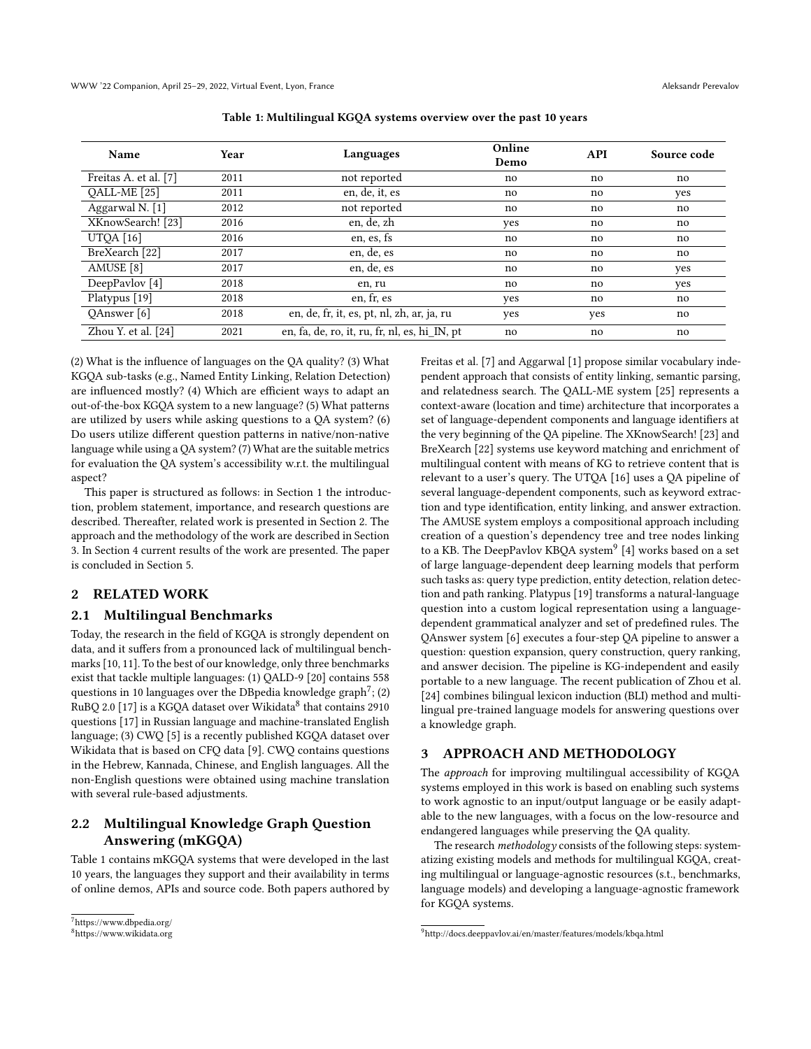Table 1: Multilingual KGQA systems overview over the past 10 years

| Name | Year | Languages | Online Demo | API | Source code |
| --- | --- | --- | --- | --- | --- |
| Freitas A. et al. [7] | 2011 | not reported | no | no | no |
| QALL-ME [25] | 2011 | en, de, it, es | no | no | yes |
| Aggarwal N. [1] | 2012 | not reported | no | no | no |
| XKnowSearch! [23] | 2016 | en, de, zh | yes | no | no |
| UTQA [16] | 2016 | en, es, fs | no | no | no |
| BreXearch [22] | 2017 | en, de, es | no | no | no |
| AMUSE [8] | 2017 | en, de, es | no | no | yes |
| DeepPavlov [4] | 2018 | en, ru | no | no | yes |
| Platypus [19] | 2018 | en, fr, es | yes | no | no |
| QAnswer [6] | 2018 | en, de, fr, it, es, pt, nl, zh, ar, ja, ru | yes | yes | no |
| Zhou Y. et al. [24] | 2021 | en, fa, de, ro, it, ru, fr, nl, es, hi_IN, pt | no | no | no |

(2) What is the influence of languages on the QA quality? (3) What KGQA sub-tasks (e.g., Named Entity Linking, Relation Detection) are influenced mostly? (4) Which are efficient ways to adapt an out-of-the-box KGQA system to a new language? (5) What patterns are utilized by users while asking questions to a QA system? (6) Do users utilize different question patterns in native/non-native language while using a QA system? (7) What are the suitable metrics for evaluation the QA system's accessibility w.r.t. the multilingual aspect?

This paper is structured as follows: in Section 1 the introduction, problem statement, importance, and research questions are described. Thereafter, related work is presented in Section 2. The approach and the methodology of the work are described in Section 3. In Section 4 current results of the work are presented. The paper is concluded in Section 5.

## 2 RELATED WORK

### 2.1 Multilingual Benchmarks

Today, the research in the field of KGQA is strongly dependent on data, and it suffers from a pronounced lack of multilingual benchmarks [10, 11]. To the best of our knowledge, only three benchmarks exist that tackle multiple languages: (1) QALD-9 [20] contains 558 questions in 10 languages over the DBpedia knowledge graph[7]; (2) RuBQ 2.0 [17] is a KGQA dataset over Wikidata[8] that contains 2910 questions [17] in Russian language and machine-translated English language; (3) CWQ [5] is a recently published KGQA dataset over Wikidata that is based on CFQ data [9]. CWQ contains questions in the Hebrew, Kannada, Chinese, and English languages. All the non-English questions were obtained using machine translation with several rule-based adjustments.

### 2.2 Multilingual Knowledge Graph Question Answering (mKGQA)

Table 1 contains mKGQA systems that were developed in the last 10 years, the languages they support and their availability in terms of online demos, APIs and source code. Both papers authored by Freitas et al. [7] and Aggarwal [1] propose similar vocabulary independent approach that consists of entity linking, semantic parsing, and relatedness search. The QALL-ME system [25] represents a context-aware (location and time) architecture that incorporates a set of language-dependent components and language identifiers at the very beginning of the QA pipeline. The XKnowSearch! [23] and BreXearch [22] systems use keyword matching and enrichment of multilingual content with means of KG to retrieve content that is relevant to a user's query. The UTQA [16] uses a QA pipeline of several language-dependent components, such as keyword extraction and type identification, entity linking, and answer extraction. The AMUSE system employs a compositional approach including creation of a question's dependency tree and tree nodes linking to a KB. The DeepPavlov KBQA system[9] [4] works based on a set of large language-dependent deep learning models that perform such tasks as: query type prediction, entity detection, relation detection and path ranking. Platypus [19] transforms a natural-language question into a custom logical representation using a language-dependent grammatical analyzer and set of predefined rules. The QAnswer system [6] executes a four-step QA pipeline to answer a question: question expansion, query construction, query ranking, and answer decision. The pipeline is KG-independent and easily portable to a new language. The recent publication of Zhou et al. [24] combines bilingual lexicon induction (BLI) method and multilingual pre-trained language models for answering questions over a knowledge graph.

## 3 APPROACH AND METHODOLOGY

The *approach* for improving multilingual accessibility of KGQA systems employed in this work is based on enabling such systems to work agnostic to an input/output language or be easily adaptable to the new languages, with a focus on the low-resource and endangered languages while preserving the QA quality.

The research *methodology* consists of the following steps: systematizing existing models and methods for multilingual KGQA, creating multilingual or language-agnostic resources (s.t., benchmarks, language models) and developing a language-agnostic framework for KGQA systems.

[7] https://www.dbpedia.org/

[8] https://www.wikidata.org

[9] http://docs.deeppavlov.ai/en/master/features/models/kbqa.html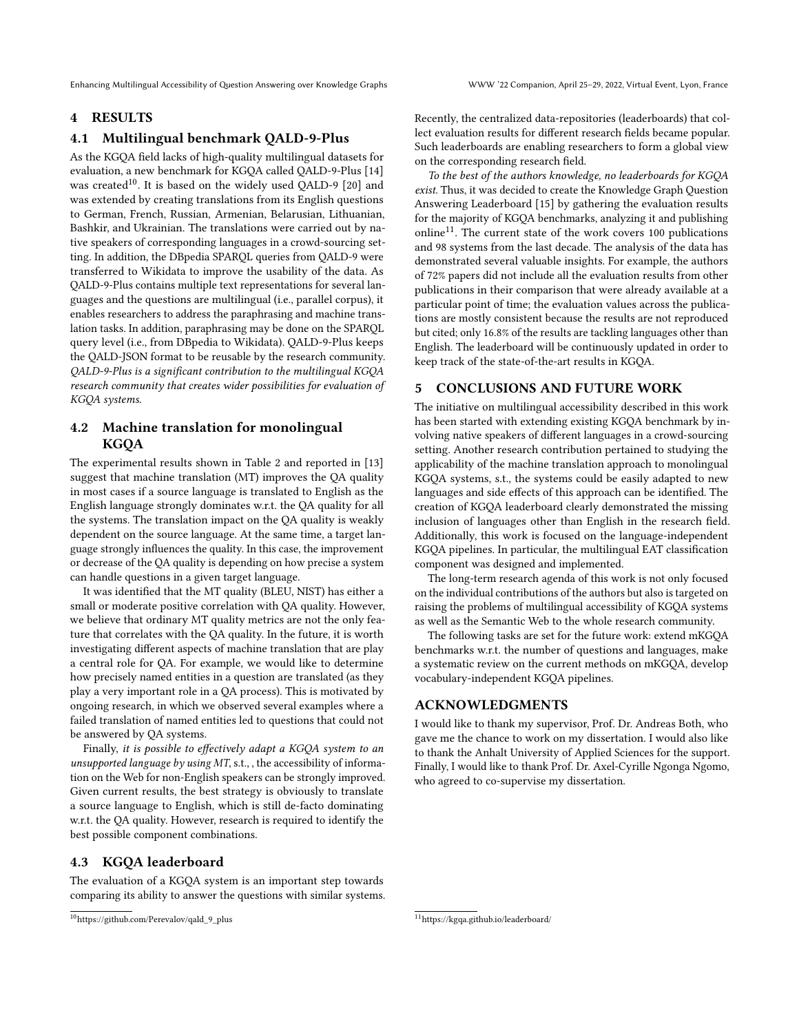## 4 RESULTS

### 4.1 Multilingual benchmark QALD-9-Plus

As the KGQA field lacks of high-quality multilingual datasets for evaluation, a new benchmark for KGQA called QALD-9-Plus [14] was created[10]. It is based on the widely used QALD-9 [20] and was extended by creating translations from its English questions to German, French, Russian, Armenian, Belarusian, Lithuanian, Bashkir, and Ukrainian. The translations were carried out by native speakers of corresponding languages in a crowd-sourcing setting. In addition, the DBpedia SPARQL queries from QALD-9 were transferred to Wikidata to improve the usability of the data. As QALD-9-Plus contains multiple text representations for several languages and the questions are multilingual (i.e., parallel corpus), it enables researchers to address the paraphrasing and machine translation tasks. In addition, paraphrasing may be done on the SPARQL query level (i.e., from DBpedia to Wikidata). QALD-9-Plus keeps the QALD-JSON format to be reusable by the research community. *QALD-9-Plus is a significant contribution to the multilingual KGQA research community that creates wider possibilities for evaluation of KGQA systems.*

### 4.2 Machine translation for monolingual KGQA

The experimental results shown in Table 2 and reported in [13] suggest that machine translation (MT) improves the QA quality in most cases if a source language is translated to English as the English language strongly dominates w.r.t. the QA quality for all the systems. The translation impact on the QA quality is weakly dependent on the source language. At the same time, a target language strongly influences the quality. In this case, the improvement or decrease of the QA quality is depending on how precise a system can handle questions in a given target language.

It was identified that the MT quality (BLEU, NIST) has either a small or moderate positive correlation with QA quality. However, we believe that ordinary MT quality metrics are not the only feature that correlates with the QA quality. In the future, it is worth investigating different aspects of machine translation that are play a central role for QA. For example, we would like to determine how precisely named entities in a question are translated (as they play a very important role in a QA process). This is motivated by ongoing research, in which we observed several examples where a failed translation of named entities led to questions that could not be answered by QA systems.

Finally, *it is possible to effectively adapt a KGQA system to an unsupported language by using MT*, s.t., , the accessibility of information on the Web for non-English speakers can be strongly improved. Given current results, the best strategy is obviously to translate a source language to English, which is still de-facto dominating w.r.t. the QA quality. However, research is required to identify the best possible component combinations.

### 4.3 KGQA leaderboard

The evaluation of a KGQA system is an important step towards comparing its ability to answer the questions with similar systems. Recently, the centralized data-repositories (leaderboards) that collect evaluation results for different research fields became popular. Such leaderboards are enabling researchers to form a global view on the corresponding research field.

*To the best of the authors knowledge, no leaderboards for KGQA exist.* Thus, it was decided to create the Knowledge Graph Question Answering Leaderboard [15] by gathering the evaluation results for the majority of KGQA benchmarks, analyzing it and publishing online[11]. The current state of the work covers 100 publications and 98 systems from the last decade. The analysis of the data has demonstrated several valuable insights. For example, the authors of 72% papers did not include all the evaluation results from other publications in their comparison that were already available at a particular point of time; the evaluation values across the publications are mostly consistent because the results are not reproduced but cited; only 16.8% of the results are tackling languages other than English. The leaderboard will be continuously updated in order to keep track of the state-of-the-art results in KGQA.

## 5 CONCLUSIONS AND FUTURE WORK

The initiative on multilingual accessibility described in this work has been started with extending existing KGQA benchmark by involving native speakers of different languages in a crowd-sourcing setting. Another research contribution pertained to studying the applicability of the machine translation approach to monolingual KGQA systems, s.t., the systems could be easily adapted to new languages and side effects of this approach can be identified. The creation of KGQA leaderboard clearly demonstrated the missing inclusion of languages other than English in the research field. Additionally, this work is focused on the language-independent KGQA pipelines. In particular, the multilingual EAT classification component was designed and implemented.

The long-term research agenda of this work is not only focused on the individual contributions of the authors but also is targeted on raising the problems of multilingual accessibility of KGQA systems as well as the Semantic Web to the whole research community.

The following tasks are set for the future work: extend mKGQA benchmarks w.r.t. the number of questions and languages, make a systematic review on the current methods on mKGQA, develop vocabulary-independent KGQA pipelines.

## ACKNOWLEDGMENTS

I would like to thank my supervisor, Prof. Dr. Andreas Both, who gave me the chance to work on my dissertation. I would also like to thank the Anhalt University of Applied Sciences for the support. Finally, I would like to thank Prof. Dr. Axel-Cyrille Ngonga Ngomo, who agreed to co-supervise my dissertation.

[10] https://github.com/Perevalov/qald_9_plus

[11] https://kgqa.github.io/leaderboard/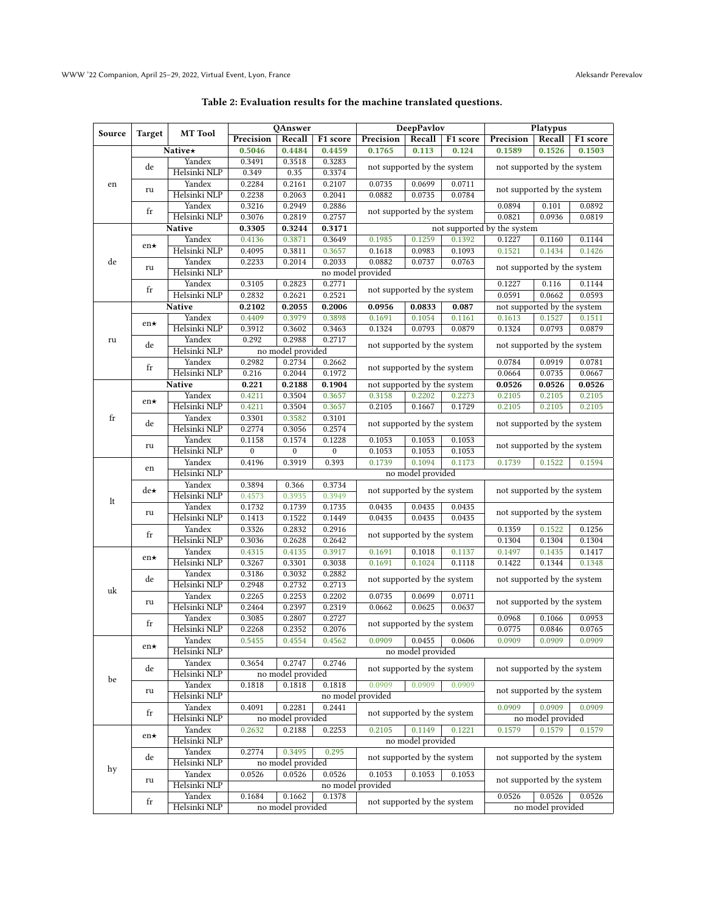**Table 2: Evaluation results for the machine translated questions.**

| Source | Target | MT Tool | QAnswer | | | DeepPavlov | | | Platypus | | |
|---|---|---|---|---|---|---|---|---|---|---|---|
| | | | Precision | Recall | F1 score | Precision | Recall | F1 score | Precision | Recall | F1 score |
| en | Native★ | | **0.5046** | **0.4484** | **0.4459** | **0.1765** | **0.113** | **0.124** | **0.1589** | **0.1526** | **0.1503** |
| | de | Yandex | 0.3491 | 0.3518 | 0.3283 | not supported by the system | | | not supported by the system | | |
| | | Helsinki NLP | 0.349 | 0.35 | 0.3374 | | | | | | |
| | ru | Yandex | 0.2284 | 0.2161 | 0.2107 | 0.0735 | 0.0699 | 0.0711 | not supported by the system | | |
| | | Helsinki NLP | 0.2238 | 0.2063 | 0.2041 | 0.0882 | 0.0735 | 0.0784 | | | |
| | fr | Yandex | 0.3216 | 0.2949 | 0.2886 | not supported by the system | | | 0.0894 | 0.101 | 0.0892 |
| | | Helsinki NLP | 0.3076 | 0.2819 | 0.2757 | | | | 0.0821 | 0.0936 | 0.0819 |
| de | Native | | **0.3305** | **0.3244** | **0.3171** | not supported by the system | | | | | |
| | en★ | Yandex | 0.4136 | 0.3871 | 0.3649 | 0.1985 | 0.1259 | 0.1392 | 0.1227 | 0.1160 | 0.1144 |
| | | Helsinki NLP | 0.4095 | 0.3811 | 0.3657 | 0.1618 | 0.0983 | 0.1093 | 0.1521 | 0.1434 | 0.1426 |
| | ru | Yandex | 0.2233 | 0.2014 | 0.2033 | 0.0882 | 0.0737 | 0.0763 | not supported by the system | | |
| | | Helsinki NLP | no model provided | | | | | | | | |
| | fr | Yandex | 0.3105 | 0.2823 | 0.2771 | not supported by the system | | | 0.1227 | 0.116 | 0.1144 |
| | | Helsinki NLP | 0.2832 | 0.2621 | 0.2521 | | | | 0.0591 | 0.0662 | 0.0593 |
| ru | Native | | **0.2102** | **0.2055** | **0.2006** | **0.0956** | **0.0833** | **0.087** | not supported by the system | | |
| | en★ | Yandex | 0.4409 | 0.3979 | 0.3898 | 0.1691 | 0.1054 | 0.1161 | 0.1613 | 0.1527 | 0.1511 |
| | | Helsinki NLP | 0.3912 | 0.3602 | 0.3463 | 0.1324 | 0.0793 | 0.0879 | 0.1324 | 0.0793 | 0.0879 |
| | de | Yandex | 0.292 | 0.2988 | 0.2717 | not supported by the system | | | not supported by the system | | |
| | | Helsinki NLP | no model provided | | | | | | | | |
| | fr | Yandex | 0.2982 | 0.2734 | 0.2662 | not supported by the system | | | 0.0784 | 0.0919 | 0.0781 |
| | | Helsinki NLP | 0.216 | 0.2044 | 0.1972 | | | | 0.0664 | 0.0735 | 0.0667 |
| fr | Native | | **0.221** | **0.2188** | **0.1904** | not supported by the system | | | **0.0526** | **0.0526** | **0.0526** |
| | en★ | Yandex | 0.4211 | 0.3504 | 0.3657 | 0.3158 | 0.2202 | 0.2273 | 0.2105 | 0.2105 | 0.2105 |
| | | Helsinki NLP | 0.4211 | 0.3504 | 0.3657 | 0.2105 | 0.1667 | 0.1729 | 0.2105 | 0.2105 | 0.2105 |
| | de | Yandex | 0.3301 | 0.3582 | 0.3101 | not supported by the system | | | not supported by the system | | |
| | | Helsinki NLP | 0.2774 | 0.3056 | 0.2574 | | | | | | |
| | ru | Yandex | 0.1158 | 0.1574 | 0.1228 | 0.1053 | 0.1053 | 0.1053 | not supported by the system | | |
| | | Helsinki NLP | 0 | 0 | 0 | 0.1053 | 0.1053 | 0.1053 | | | |
| lt | en | Yandex | 0.4196 | 0.3919 | 0.393 | 0.1739 | 0.1094 | 0.1173 | 0.1739 | 0.1522 | 0.1594 |
| | | Helsinki NLP | no model provided | | | | | | | | |
| | de★ | Yandex | 0.3894 | 0.366 | 0.3734 | not supported by the system | | | not supported by the system | | |
| | | Helsinki NLP | 0.4573 | 0.3935 | 0.3949 | | | | | | |
| | ru | Yandex | 0.1732 | 0.1739 | 0.1735 | 0.0435 | 0.0435 | 0.0435 | not supported by the system | | |
| | | Helsinki NLP | 0.1413 | 0.1522 | 0.1449 | 0.0435 | 0.0435 | 0.0435 | | | |
| | fr | Yandex | 0.3326 | 0.2832 | 0.2916 | not supported by the system | | | 0.1359 | 0.1522 | 0.1256 |
| | | Helsinki NLP | 0.3036 | 0.2628 | 0.2642 | | | | 0.1304 | 0.1304 | 0.1304 |
| uk | en★ | Yandex | 0.4315 | 0.4135 | 0.3917 | 0.1691 | 0.1018 | 0.1137 | 0.1497 | 0.1435 | 0.1417 |
| | | Helsinki NLP | 0.3267 | 0.3301 | 0.3038 | 0.1691 | 0.1024 | 0.1118 | 0.1422 | 0.1344 | 0.1348 |
| | de | Yandex | 0.3186 | 0.3032 | 0.2882 | not supported by the system | | | not supported by the system | | |
| | | Helsinki NLP | 0.2948 | 0.2732 | 0.2713 | | | | | | |
| | ru | Yandex | 0.2265 | 0.2253 | 0.2202 | 0.0735 | 0.0699 | 0.0711 | not supported by the system | | |
| | | Helsinki NLP | 0.2464 | 0.2397 | 0.2319 | 0.0662 | 0.0625 | 0.0637 | | | |
| | fr | Yandex | 0.3085 | 0.2807 | 0.2727 | not supported by the system | | | 0.0968 | 0.1066 | 0.0953 |
| | | Helsinki NLP | 0.2268 | 0.2352 | 0.2076 | | | | 0.0775 | 0.0846 | 0.0765 |
| be | en★ | Yandex | 0.5455 | 0.4554 | 0.4562 | 0.0909 | 0.0455 | 0.0606 | 0.0909 | 0.0909 | 0.0909 |
| | | Helsinki NLP | no model provided | | | | | | | | |
| | de | Yandex | 0.3654 | 0.2747 | 0.2746 | not supported by the system | | | not supported by the system | | |
| | | Helsinki NLP | no model provided | | | | | | | | |
| | ru | Yandex | 0.1818 | 0.1818 | 0.1818 | 0.0909 | 0.0909 | 0.0909 | not supported by the system | | |
| | | Helsinki NLP | no model provided | | | | | | | | |
| | fr | Yandex | 0.4091 | 0.2281 | 0.2441 | not supported by the system | | | 0.0909 | 0.0909 | 0.0909 |
| | | Helsinki NLP | no model provided | | | | | | no model provided | | |
| hy | en★ | Yandex | 0.2632 | 0.2188 | 0.2253 | 0.2105 | 0.1149 | 0.1221 | 0.1579 | 0.1579 | 0.1579 |
| | | Helsinki NLP | no model provided | | | | | | | | |
| | de | Yandex | 0.2774 | 0.3495 | 0.295 | not supported by the system | | | not supported by the system | | |
| | | Helsinki NLP | no model provided | | | | | | | | |
| | ru | Yandex | 0.0526 | 0.0526 | 0.0526 | 0.1053 | 0.1053 | 0.1053 | not supported by the system | | |
| | | Helsinki NLP | no model provided | | | | | | | | |
| | fr | Yandex | 0.1684 | 0.1662 | 0.1378 | not supported by the system | | | 0.0526 | 0.0526 | 0.0526 |
| | | Helsinki NLP | no model provided | | | | | | no model provided | | |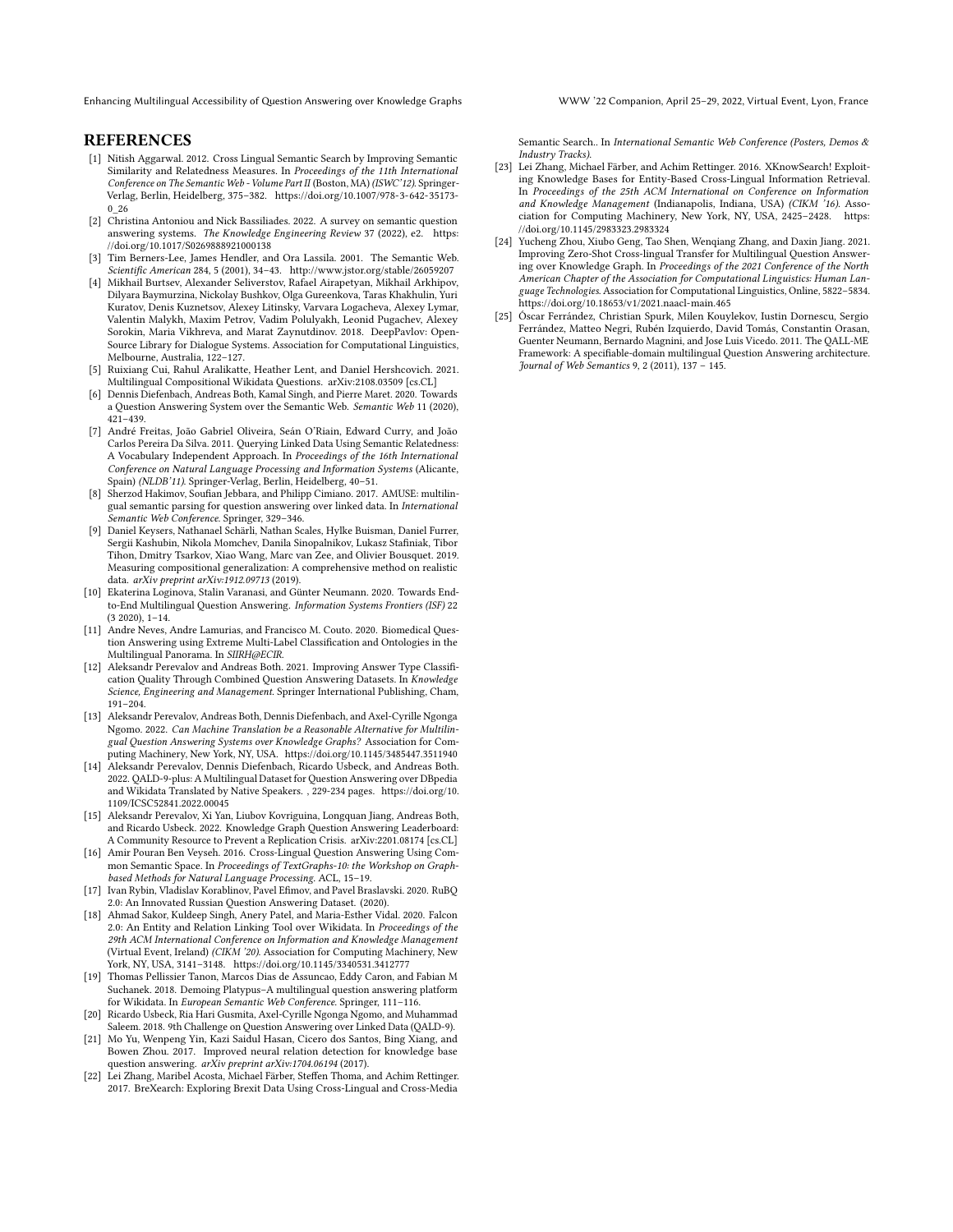## REFERENCES

[1] Nitish Aggarwal. 2012. Cross Lingual Semantic Search by Improving Semantic Similarity and Relatedness Measures. In *Proceedings of the 11th International Conference on The Semantic Web - Volume Part II* (Boston, MA) *(ISWC'12)*. Springer-Verlag, Berlin, Heidelberg, 375–382. https://doi.org/10.1007/978-3-642-35173-0_26

[2] Christina Antoniou and Nick Bassiliades. 2022. A survey on semantic question answering systems. *The Knowledge Engineering Review* 37 (2022), e2. https://doi.org/10.1017/S0269888921000138

[3] Tim Berners-Lee, James Hendler, and Ora Lassila. 2001. The Semantic Web. *Scientific American* 284, 5 (2001), 34–43. http://www.jstor.org/stable/26059207

[4] Mikhail Burtsev, Alexander Seliverstov, Rafael Airapetyan, Mikhail Arkhipov, Dilyara Baymurzina, Nickolay Bushkov, Olga Gureenkova, Taras Khakhulin, Yuri Kuratov, Denis Kuznetsov, Alexey Litinsky, Varvara Logacheva, Alexey Lymar, Valentin Malykh, Maxim Petrov, Vadim Polulyakh, Leonid Pugachev, Alexey Sorokin, Maria Vikhreva, and Marat Zaynutdinov. 2018. DeepPavlov: Open-Source Library for Dialogue Systems. Association for Computational Linguistics, Melbourne, Australia, 122–127.

[5] Ruixiang Cui, Rahul Aralikatte, Heather Lent, and Daniel Hershcovich. 2021. Multilingual Compositional Wikidata Questions. arXiv:2108.03509 [cs.CL]

[6] Dennis Diefenbach, Andreas Both, Kamal Singh, and Pierre Maret. 2020. Towards a Question Answering System over the Semantic Web. *Semantic Web* 11 (2020), 421–439.

[7] André Freitas, João Gabriel Oliveira, Seán O'Riain, Edward Curry, and João Carlos Pereira Da Silva. 2011. Querying Linked Data Using Semantic Relatedness: A Vocabulary Independent Approach. In *Proceedings of the 16th International Conference on Natural Language Processing and Information Systems* (Alicante, Spain) *(NLDB'11)*. Springer-Verlag, Berlin, Heidelberg, 40–51.

[8] Sherzod Hakimov, Soufian Jebbara, and Philipp Cimiano. 2017. AMUSE: multilingual semantic parsing for question answering over linked data. In *International Semantic Web Conference*. Springer, 329–346.

[9] Daniel Keysers, Nathanael Schärli, Nathan Scales, Hylke Buisman, Daniel Furrer, Sergii Kashubin, Nikola Momchev, Danila Sinopalnikov, Lukasz Stafiniak, Tibor Tihon, Dmitry Tsarkov, Xiao Wang, Marc van Zee, and Olivier Bousquet. 2019. Measuring compositional generalization: A comprehensive method on realistic data. *arXiv preprint arXiv:1912.09713* (2019).

[10] Ekaterina Loginova, Stalin Varanasi, and Günter Neumann. 2020. Towards End-to-End Multilingual Question Answering. *Information Systems Frontiers (ISF)* 22 (3 2020), 1–14.

[11] Andre Neves, Andre Lamurias, and Francisco M. Couto. 2020. Biomedical Question Answering using Extreme Multi-Label Classification and Ontologies in the Multilingual Panorama. In *SIIRH@ECIR*.

[12] Aleksandr Perevalov and Andreas Both. 2021. Improving Answer Type Classification Quality Through Combined Question Answering Datasets. In *Knowledge Science, Engineering and Management*. Springer International Publishing, Cham, 191–204.

[13] Aleksandr Perevalov, Andreas Both, Dennis Diefenbach, and Axel-Cyrille Ngonga Ngomo. 2022. *Can Machine Translation be a Reasonable Alternative for Multilingual Question Answering Systems over Knowledge Graphs?* Association for Computing Machinery, New York, NY, USA. https://doi.org/10.1145/3485447.3511940

[14] Aleksandr Perevalov, Dennis Diefenbach, Ricardo Usbeck, and Andreas Both. 2022. QALD-9-plus: A Multilingual Dataset for Question Answering over DBpedia and Wikidata Translated by Native Speakers. , 229-234 pages. https://doi.org/10.1109/ICSC52841.2022.00045

[15] Aleksandr Perevalov, Xi Yan, Liubov Kovriguina, Longquan Jiang, Andreas Both, and Ricardo Usbeck. 2022. Knowledge Graph Question Answering Leaderboard: A Community Resource to Prevent a Replication Crisis. arXiv:2201.08174 [cs.CL]

[16] Amir Pouran Ben Veyseh. 2016. Cross-Lingual Question Answering Using Common Semantic Space. In *Proceedings of TextGraphs-10: the Workshop on Graph-based Methods for Natural Language Processing*. ACL, 15–19.

[17] Ivan Rybin, Vladislav Korablinov, Pavel Efimov, and Pavel Braslavski. 2020. RuBQ 2.0: An Innovated Russian Question Answering Dataset. (2020).

[18] Ahmad Sakor, Kuldeep Singh, Anery Patel, and Maria-Esther Vidal. 2020. Falcon 2.0: An Entity and Relation Linking Tool over Wikidata. In *Proceedings of the 29th ACM International Conference on Information and Knowledge Management* (Virtual Event, Ireland) *(CIKM '20)*. Association for Computing Machinery, New York, NY, USA, 3141–3148. https://doi.org/10.1145/3340531.3412777

[19] Thomas Pellissier Tanon, Marcos Dias de Assuncao, Eddy Caron, and Fabian M Suchanek. 2018. Demoing Platypus–A multilingual question answering platform for Wikidata. In *European Semantic Web Conference*. Springer, 111–116.

[20] Ricardo Usbeck, Ria Hari Gusmita, Axel-Cyrille Ngonga Ngomo, and Muhammad Saleem. 2018. 9th Challenge on Question Answering over Linked Data (QALD-9).

[21] Mo Yu, Wenpeng Yin, Kazi Saidul Hasan, Cicero dos Santos, Bing Xiang, and Bowen Zhou. 2017. Improved neural relation detection for knowledge base question answering. *arXiv preprint arXiv:1704.06194* (2017).

[22] Lei Zhang, Maribel Acosta, Michael Färber, Steffen Thoma, and Achim Rettinger. 2017. BreXearch: Exploring Brexit Data Using Cross-Lingual and Cross-Media Semantic Search.. In *International Semantic Web Conference (Posters, Demos & Industry Tracks)*.

[23] Lei Zhang, Michael Färber, and Achim Rettinger. 2016. XKnowSearch! Exploiting Knowledge Bases for Entity-Based Cross-Lingual Information Retrieval. In *Proceedings of the 25th ACM International on Conference on Information and Knowledge Management* (Indianapolis, Indiana, USA) *(CIKM '16)*. Association for Computing Machinery, New York, NY, USA, 2425–2428. https://doi.org/10.1145/2983323.2983324

[24] Yucheng Zhou, Xiubo Geng, Tao Shen, Wenqiang Zhang, and Daxin Jiang. 2021. Improving Zero-Shot Cross-lingual Transfer for Multilingual Question Answering over Knowledge Graph. In *Proceedings of the 2021 Conference of the North American Chapter of the Association for Computational Linguistics: Human Language Technologies*. Association for Computational Linguistics, Online, 5822–5834. https://doi.org/10.18653/v1/2021.naacl-main.465

[25] Óscar Ferrández, Christian Spurk, Milen Kouylekov, Iustin Dornescu, Sergio Ferrández, Matteo Negri, Rubén Izquierdo, David Tomás, Constantin Orasan, Guenter Neumann, Bernardo Magnini, and Jose Luis Vicedo. 2011. The QALL-ME Framework: A specifiable-domain multilingual Question Answering architecture. *Journal of Web Semantics* 9, 2 (2011), 137 – 145.